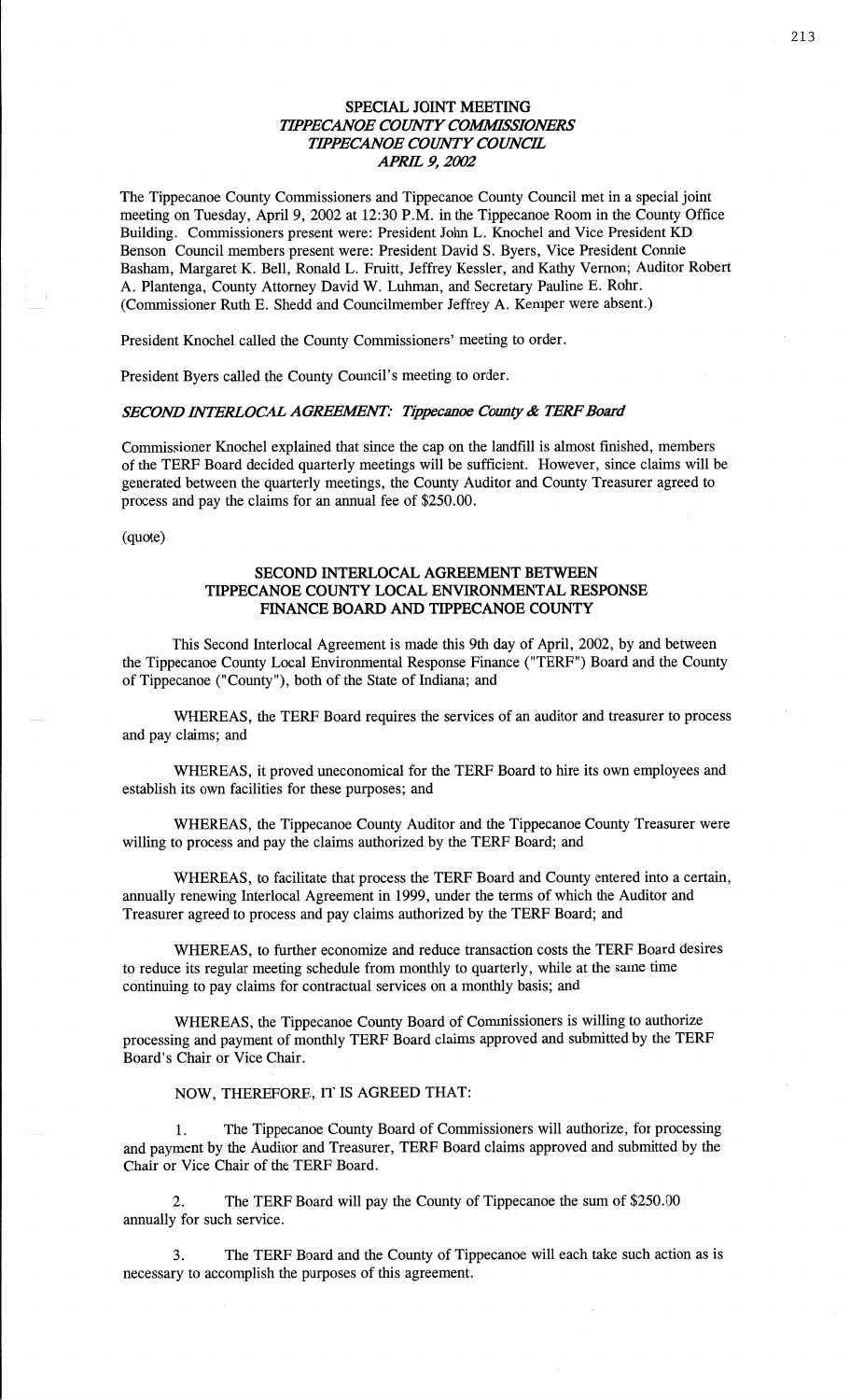# SPECIAL JOINT MEETING
## *TIPPECANOE COUNTY COMMISSIONERS*
## *TIPPECANOE COUNTY COUNCIL*
## *APRIL 9, 2002*

The Tippecanoe County Commissioners and Tippecanoe County Council met in a special joint meeting on Tuesday, April 9, 2002 at 12:30 P.M. in the Tippecanoe Room in the County Office Building. Commissioners present were: President John L. Knochel and Vice President KD Benson Council members present were: President David S. Byers, Vice President Connie Basham, Margaret K. Bell, Ronald L. Fruitt, Jeffrey Kessler, and Kathy Vernon; Auditor Robert A. Plantenga, County Attorney David W. Luhman, and Secretary Pauline E. Rohr. (Commissioner Ruth E. Shedd and Councilmember Jeffrey A. Kemper were absent.)

President Knochel called the County Commissioners' meeting to order.

President Byers called the County Council's meeting to order.

***SECOND INTERLOCAL AGREEMENT: Tippecanoe County & TERF Board***

Commissioner Knochel explained that since the cap on the landfill is almost finished, members of the TERF Board decided quarterly meetings will be sufficient. However, since claims will be generated between the quarterly meetings, the County Auditor and County Treasurer agreed to process and pay the claims for an annual fee of $250.00.

(quote)

**SECOND INTERLOCAL AGREEMENT BETWEEN TIPPECANOE COUNTY LOCAL ENVIRONMENTAL RESPONSE FINANCE BOARD AND TIPPECANOE COUNTY**

This Second Interlocal Agreement is made this 9th day of April, 2002, by and between the Tippecanoe County Local Environmental Response Finance ("TERF") Board and the County of Tippecanoe ("County"), both of the State of Indiana; and

WHEREAS, the TERF Board requires the services of an auditor and treasurer to process and pay claims; and

WHEREAS, it proved uneconomical for the TERF Board to hire its own employees and establish its own facilities for these purposes; and

WHEREAS, the Tippecanoe County Auditor and the Tippecanoe County Treasurer were willing to process and pay the claims authorized by the TERF Board; and

WHEREAS, to facilitate that process the TERF Board and County entered into a certain, annually renewing Interlocal Agreement in 1999, under the terms of which the Auditor and Treasurer agreed to process and pay claims authorized by the TERF Board; and

WHEREAS, to further economize and reduce transaction costs the TERF Board desires to reduce its regular meeting schedule from monthly to quarterly, while at the same time continuing to pay claims for contractual services on a monthly basis; and

WHEREAS, the Tippecanoe County Board of Commissioners is willing to authorize processing and payment of monthly TERF Board claims approved and submitted by the TERF Board's Chair or Vice Chair.

NOW, THEREFORE, IT IS AGREED THAT:

1. The Tippecanoe County Board of Commissioners will authorize, for processing and payment by the Auditor and Treasurer, TERF Board claims approved and submitted by the Chair or Vice Chair of the TERF Board.

2. The TERF Board will pay the County of Tippecanoe the sum of $250.00 annually for such service.

3. The TERF Board and the County of Tippecanoe will each take such action as is necessary to accomplish the purposes of this agreement.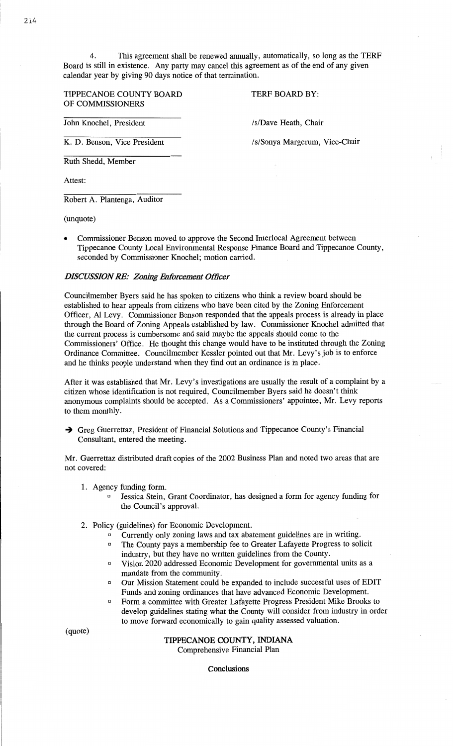4. This agreement shall be renewed annually, automatically, so long as the TERF Board is still in existence. Any party may cancel this agreement as of the end of any given calendar year by giving 90 days notice of that termination.

| TIPPECANOE COUNTY BOARD OF COMMISSIONERS | TERF BOARD BY: |
| --- | --- |
| John Knochel, President | /s/Dave Heath, Chair |
| K. D. Benson, Vice President | /s/Sonya Margerum, Vice-Chair |
| Ruth Shedd, Member | |

Attest:

Robert A. Plantenga, Auditor

(unquote)

- Commissioner Benson moved to approve the Second Interlocal Agreement between Tippecanoe County Local Environmental Response Finance Board and Tippecanoe County, seconded by Commissioner Knochel; motion carried.

### *DISCUSSION RE: Zoning Enforcement Officer*

Councilmember Byers said he has spoken to citizens who think a review board should be established to hear appeals from citizens who have been cited by the Zoning Enforcement Officer, Al Levy. Commissioner Benson responded that the appeals process is already in place through the Board of Zoning Appeals established by law. Commissioner Knochel admitted that the current process is cumbersome and said maybe the appeals should come to the Commissioners' Office. He thought this change would have to be instituted through the Zoning Ordinance Committee. Councilmember Kessler pointed out that Mr. Levy's job is to enforce and he thinks people understand when they find out an ordinance is in place.

After it was established that Mr. Levy's investigations are usually the result of a complaint by a citizen whose identification is not required, Councilmember Byers said he doesn't think anonymous complaints should be accepted. As a Commissioners' appointee, Mr. Levy reports to them monthly.

→ Greg Guerrettaz, President of Financial Solutions and Tippecanoe County's Financial Consultant, entered the meeting.

Mr. Guerrettaz distributed draft copies of the 2002 Business Plan and noted two areas that are not covered:

1. Agency funding form.
   - Jessica Stein, Grant Coordinator, has designed a form for agency funding for the Council's approval.
2. Policy (guidelines) for Economic Development.
   - Currently only zoning laws and tax abatement guidelines are in writing.
   - The County pays a membership fee to Greater Lafayette Progress to solicit industry, but they have no written guidelines from the County.
   - Vision 2020 addressed Economic Development for governmental units as a mandate from the community.
   - Our Mission Statement could be expanded to include successful uses of EDIT Funds and zoning ordinances that have advanced Economic Development.
   - Form a committee with Greater Lafayette Progress President Mike Brooks to develop guidelines stating what the County will consider from industry in order to move forward economically to gain quality assessed valuation.

(quote)

**TIPPECANOE COUNTY, INDIANA**
Comprehensive Financial Plan

**Conclusions**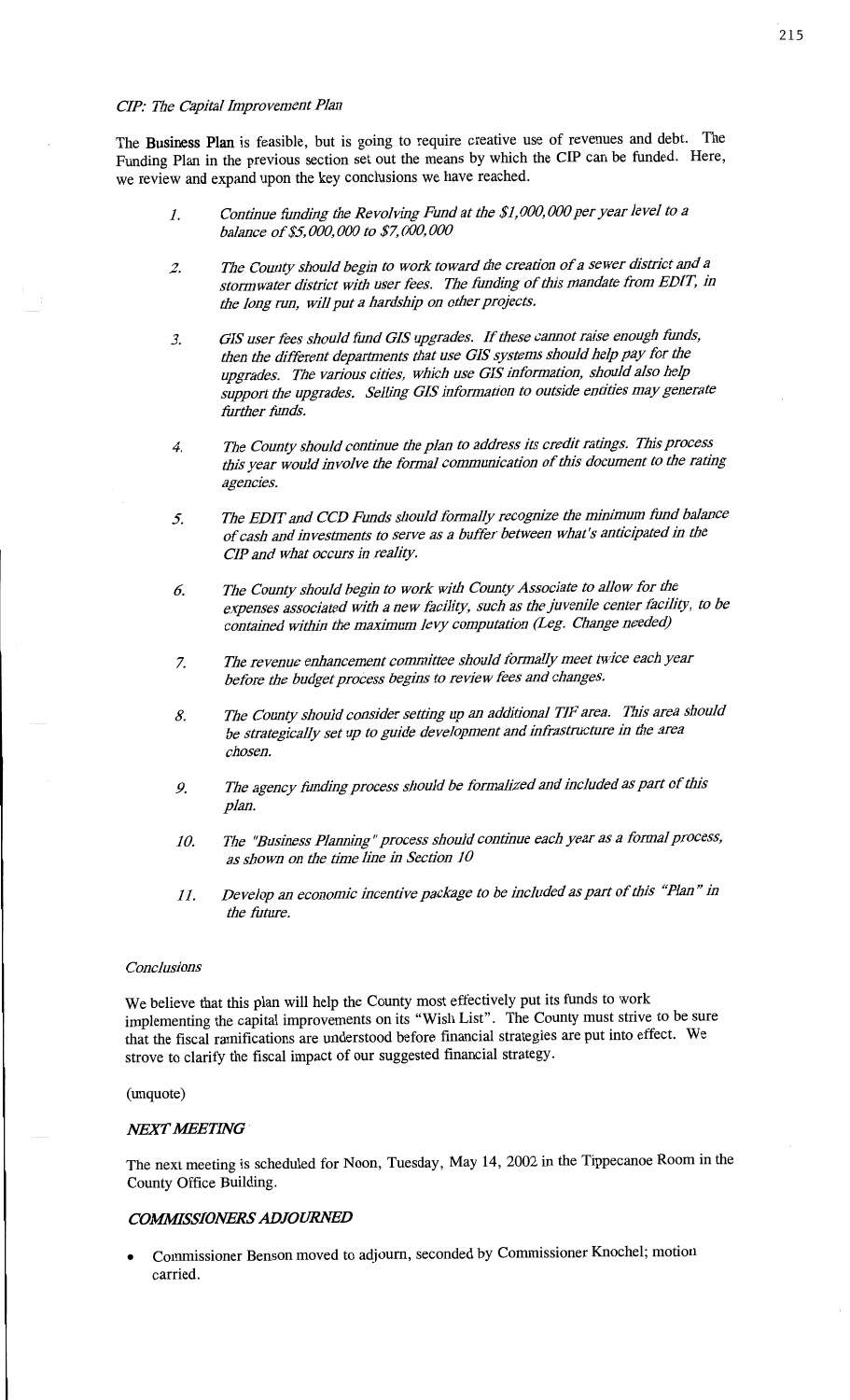*CIP: The Capital Improvement Plan*

The **Business Plan** is feasible, but is going to require creative use of revenues and debt. The Funding Plan in the previous section set out the means by which the CIP can be funded. Here, we review and expand upon the key conclusions we have reached.

1. *Continue funding the Revolving Fund at the $1,000,000 per year level to a balance of $5,000,000 to $7,000,000*

2. *The County should begin to work toward the creation of a sewer district and a stormwater district with user fees. The funding of this mandate from EDIT, in the long run, will put a hardship on other projects.*

3. *GIS user fees should fund GIS upgrades. If these cannot raise enough funds, then the different departments that use GIS systems should help pay for the upgrades. The various cities, which use GIS information, should also help support the upgrades. Selling GIS information to outside entities may generate further funds.*

4. *The County should continue the plan to address its credit ratings. This process this year would involve the formal communication of this document to the rating agencies.*

5. *The EDIT and CCD Funds should formally recognize the minimum fund balance of cash and investments to serve as a buffer between what's anticipated in the CIP and what occurs in reality.*

6. *The County should begin to work with County Associate to allow for the expenses associated with a new facility, such as the juvenile center facility, to be contained within the maximum levy computation (Leg. Change needed)*

7. *The revenue enhancement committee should formally meet twice each year before the budget process begins to review fees and changes.*

8. *The County should consider setting up an additional TIF area. This area should be strategically set up to guide development and infrastructure in the area chosen.*

9. *The agency funding process should be formalized and included as part of this plan.*

10. *The "Business Planning" process should continue each year as a formal process, as shown on the time line in Section 10*

11. *Develop an economic incentive package to be included as part of this "Plan" in the future.*

*Conclusions*

We believe that this plan will help the County most effectively put its funds to work implementing the capital improvements on its "Wish List". The County must strive to be sure that the fiscal ramifications are understood before financial strategies are put into effect. We strove to clarify the fiscal impact of our suggested financial strategy.

(unquote)

***NEXT MEETING***

The next meeting is scheduled for Noon, Tuesday, May 14, 2002 in the Tippecanoe Room in the County Office Building.

***COMMISSIONERS ADJOURNED***

- Commissioner Benson moved to adjourn, seconded by Commissioner Knochel; motion carried.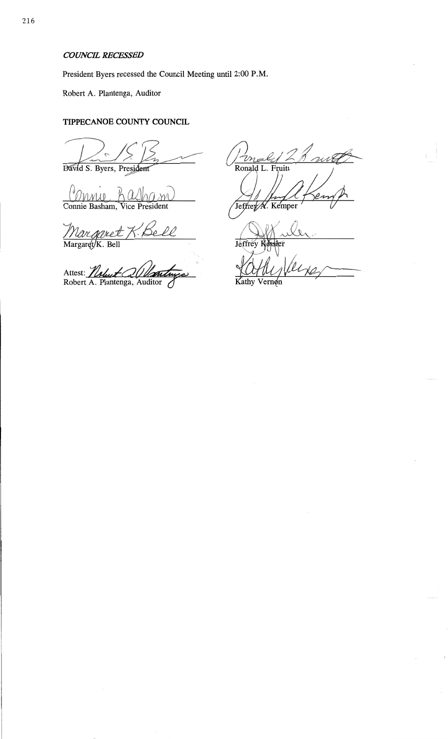***COUNCIL RECESSED***

President Byers recessed the Council Meeting until 2:00 P.M.

Robert A. Plantenga, Auditor

**TIPPECANOE COUNTY COUNCIL**

David S. Byers, President

Connie Basham, Vice President

Margaret K. Bell

Attest:
Robert A. Plantenga, Auditor

Ronald L. Fruitt

Jeffrey A. Kemper

Jeffrey Kessler

Kathy Vernon